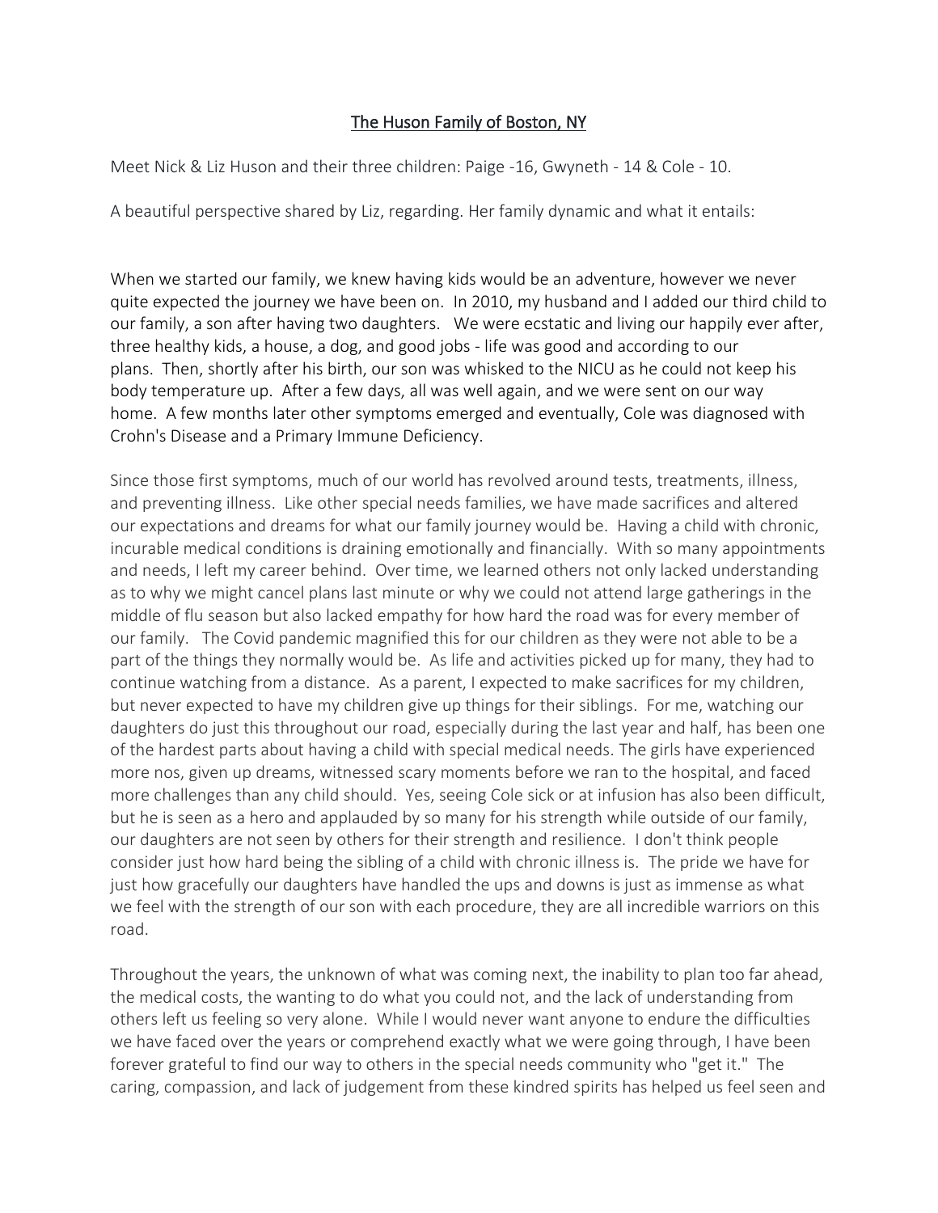# The Huson Family of Boston, NY

Meet Nick & Liz Huson and their three children: Paige -16, Gwyneth - 14 & Cole - 10.

A beautiful perspective shared by Liz, regarding. Her family dynamic and what it entails:

When we started our family, we knew having kids would be an adventure, however we never quite expected the journey we have been on. In 2010, my husband and I added our third child to our family, a son after having two daughters. We were ecstatic and living our happily ever after, three healthy kids, a house, a dog, and good jobs - life was good and according to our plans. Then, shortly after his birth, our son was whisked to the NICU as he could not keep his body temperature up. After a few days, all was well again, and we were sent on our way home. A few months later other symptoms emerged and eventually, Cole was diagnosed with Crohn's Disease and a Primary Immune Deficiency.

Since those first symptoms, much of our world has revolved around tests, treatments, illness, and preventing illness. Like other special needs families, we have made sacrifices and altered our expectations and dreams for what our family journey would be. Having a child with chronic, incurable medical conditions is draining emotionally and financially. With so many appointments and needs, I left my career behind. Over time, we learned others not only lacked understanding as to why we might cancel plans last minute or why we could not attend large gatherings in the middle of flu season but also lacked empathy for how hard the road was for every member of our family. The Covid pandemic magnified this for our children as they were not able to be a part of the things they normally would be. As life and activities picked up for many, they had to continue watching from a distance. As a parent, I expected to make sacrifices for my children, but never expected to have my children give up things for their siblings. For me, watching our daughters do just this throughout our road, especially during the last year and half, has been one of the hardest parts about having a child with special medical needs. The girls have experienced more nos, given up dreams, witnessed scary moments before we ran to the hospital, and faced more challenges than any child should. Yes, seeing Cole sick or at infusion has also been difficult, but he is seen as a hero and applauded by so many for his strength while outside of our family, our daughters are not seen by others for their strength and resilience. I don't think people consider just how hard being the sibling of a child with chronic illness is. The pride we have for just how gracefully our daughters have handled the ups and downs is just as immense as what we feel with the strength of our son with each procedure, they are all incredible warriors on this road.

Throughout the years, the unknown of what was coming next, the inability to plan too far ahead, the medical costs, the wanting to do what you could not, and the lack of understanding from others left us feeling so very alone. While I would never want anyone to endure the difficulties we have faced over the years or comprehend exactly what we were going through, I have been forever grateful to find our way to others in the special needs community who "get it." The caring, compassion, and lack of judgement from these kindred spirits has helped us feel seen and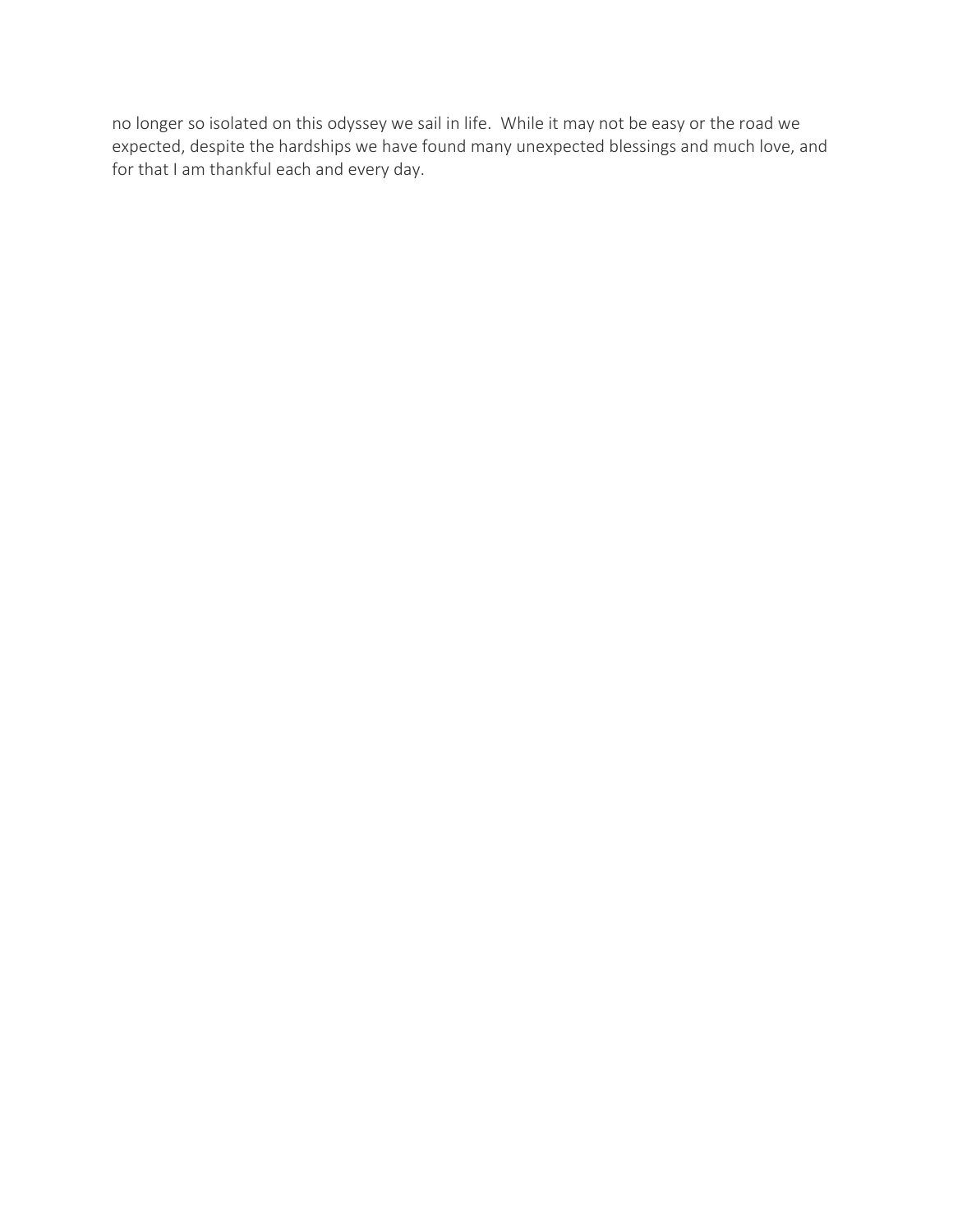no longer so isolated on this odyssey we sail in life.  While it may not be easy or the road we expected, despite the hardships we have found many unexpected blessings and much love, and for that I am thankful each and every day.